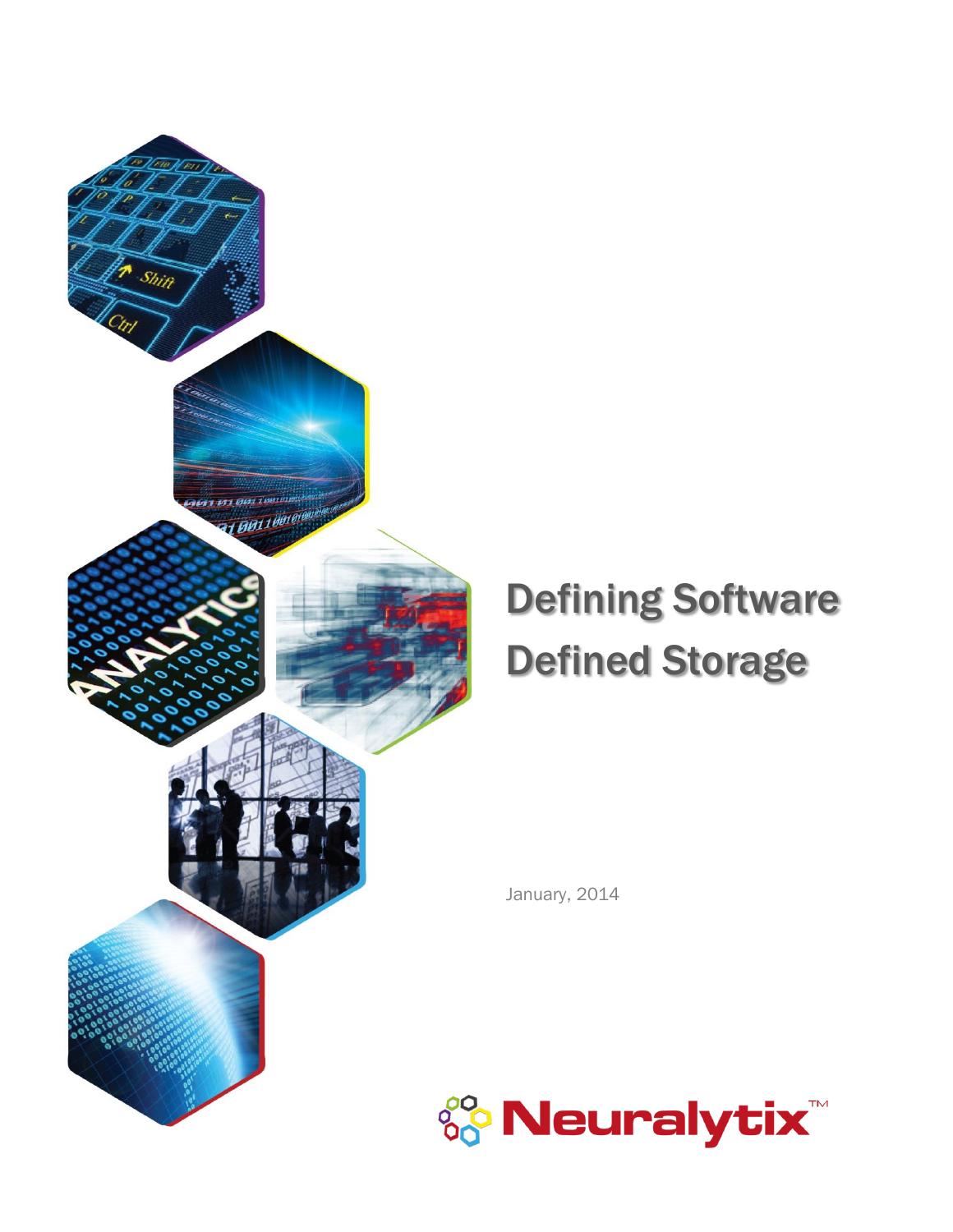# Defining Software Defined Storage

January, 2014

Neuralytix™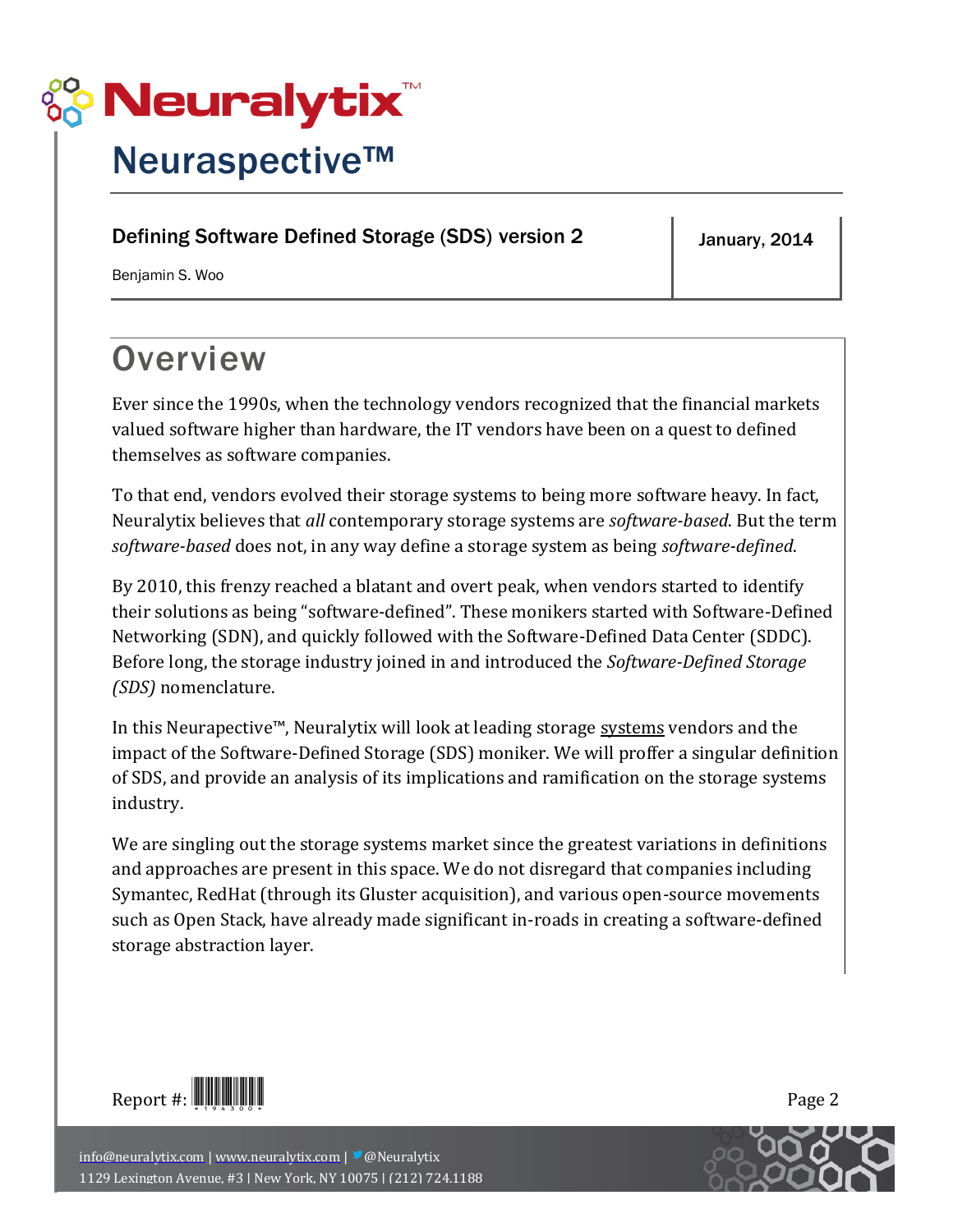# Neuralytix

## Neuraspective™

**Defining Software Defined Storage (SDS) version 2**

**January, 2014**

Benjamin S. Woo

## Overview

Ever since the 1990s, when the technology vendors recognized that the financial markets valued software higher than hardware, the IT vendors have been on a quest to defined themselves as software companies.

To that end, vendors evolved their storage systems to being more software heavy. In fact, Neuralytix believes that *all* contemporary storage systems are *software-based*. But the term *software-based* does not, in any way define a storage system as being *software-defined.*

By 2010, this frenzy reached a blatant and overt peak, when vendors started to identify their solutions as being "software-defined". These monikers started with Software-Defined Networking (SDN), and quickly followed with the Software-Defined Data Center (SDDC). Before long, the storage industry joined in and introduced the *Software-Defined Storage (SDS)* nomenclature.

In this Neurapective™, Neuralytix will look at leading storage systems vendors and the impact of the Software-Defined Storage (SDS) moniker. We will proffer a singular definition of SDS, and provide an analysis of its implications and ramification on the storage systems industry.

We are singling out the storage systems market since the greatest variations in definitions and approaches are present in this space. We do not disregard that companies including Symantec, RedHat (through its Gluster acquisition), and various open-source movements such as Open Stack, have already made significant in-roads in creating a software-defined storage abstraction layer.

Report #: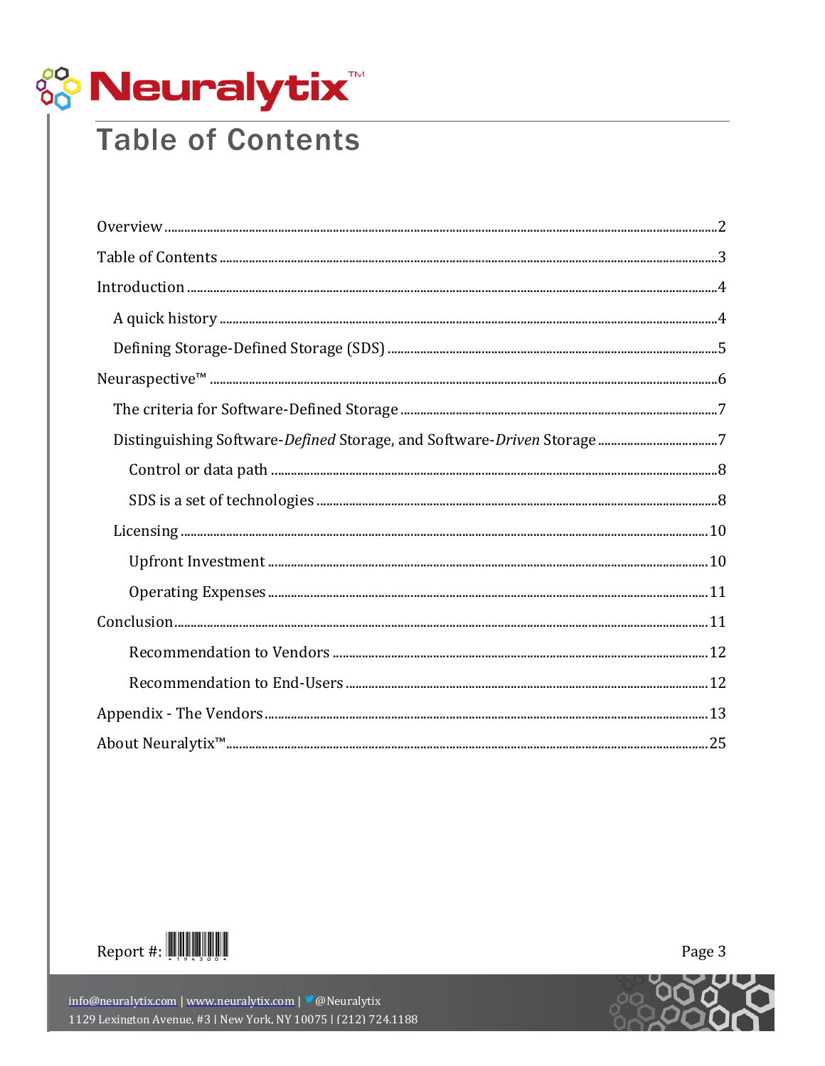# Table of Contents

- Overview ....................................................................................................................................2
- Table of Contents ........................................................................................................................3
- Introduction ................................................................................................................................4
  - A quick history ......................................................................................................................4
  - Defining Storage-Defined Storage (SDS) ..............................................................................5
- Neuraspective™ ...........................................................................................................................6
  - The criteria for Software-Defined Storage ...........................................................................7
  - Distinguishing Software-*Defined* Storage, and Software-*Driven* Storage ..............................7
    - Control or data path .........................................................................................................8
    - SDS is a set of technologies ...............................................................................................8
  - Licensing ................................................................................................................................10
    - Upfront Investment ..........................................................................................................10
    - Operating Expenses ..........................................................................................................11
- Conclusion ..................................................................................................................................11
    - Recommendation to Vendors ..........................................................................................12
    - Recommendation to End-Users .......................................................................................12
- Appendix - The Vendors ............................................................................................................13
- About Neuralytix™ ......................................................................................................................25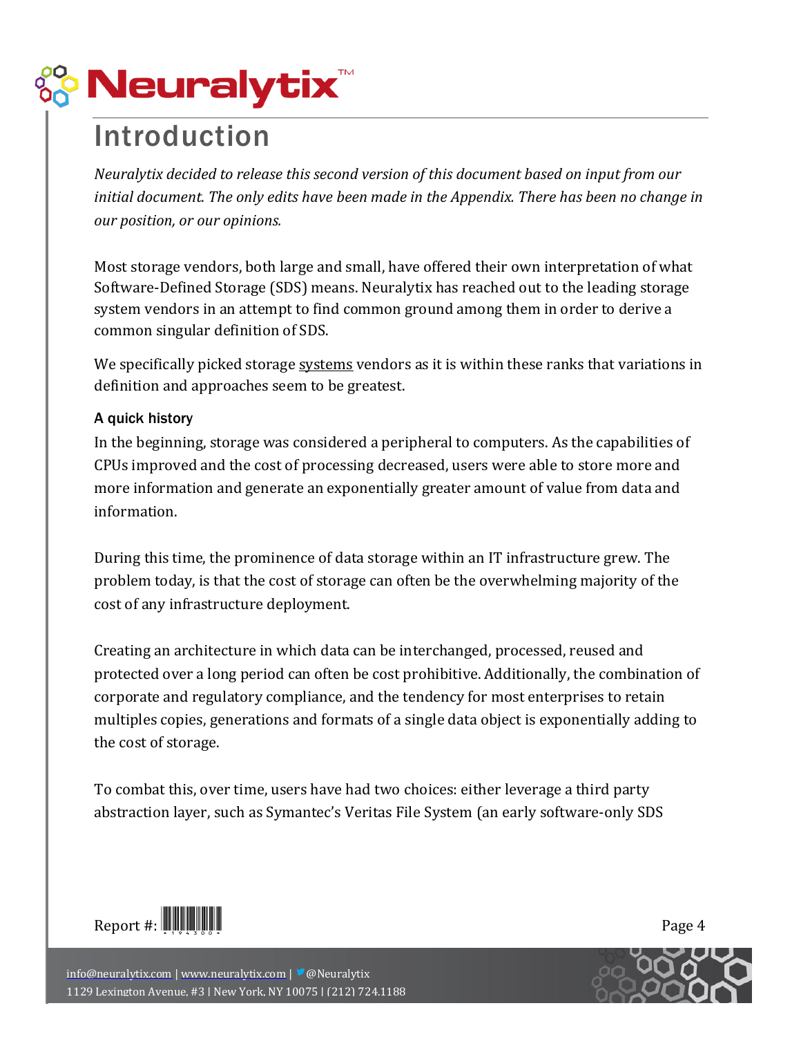# Introduction

*Neuralytix decided to release this second version of this document based on input from our initial document. The only edits have been made in the Appendix. There has been no change in our position, or our opinions.*

Most storage vendors, both large and small, have offered their own interpretation of what Software-Defined Storage (SDS) means. Neuralytix has reached out to the leading storage system vendors in an attempt to find common ground among them in order to derive a common singular definition of SDS.

We specifically picked storage <u>systems</u> vendors as it is within these ranks that variations in definition and approaches seem to be greatest.

### A quick history

In the beginning, storage was considered a peripheral to computers. As the capabilities of CPUs improved and the cost of processing decreased, users were able to store more and more information and generate an exponentially greater amount of value from data and information.

During this time, the prominence of data storage within an IT infrastructure grew. The problem today, is that the cost of storage can often be the overwhelming majority of the cost of any infrastructure deployment.

Creating an architecture in which data can be interchanged, processed, reused and protected over a long period can often be cost prohibitive. Additionally, the combination of corporate and regulatory compliance, and the tendency for most enterprises to retain multiples copies, generations and formats of a single data object is exponentially adding to the cost of storage.

To combat this, over time, users have had two choices: either leverage a third party abstraction layer, such as Symantec's Veritas File System (an early software-only SDS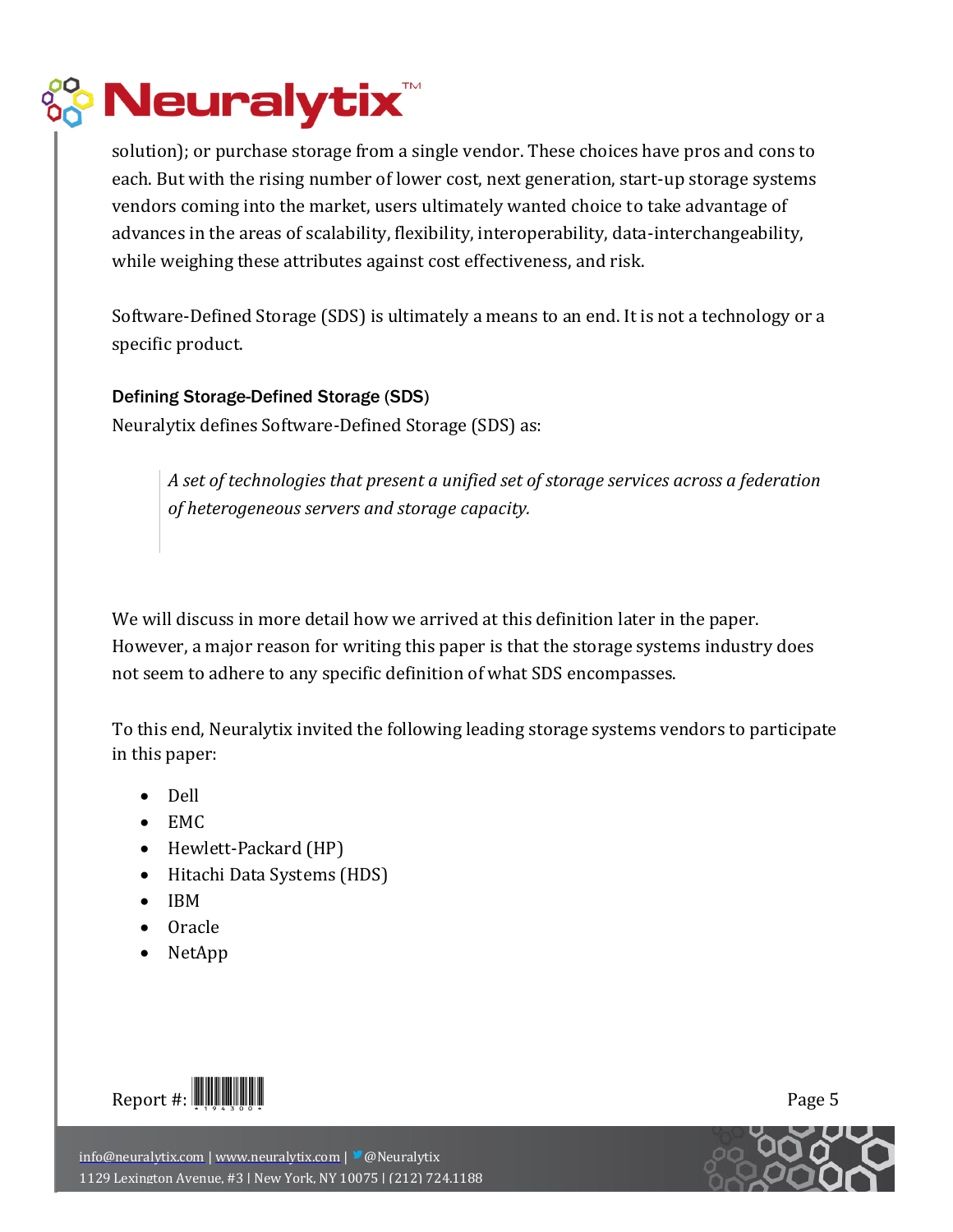solution); or purchase storage from a single vendor. These choices have pros and cons to each. But with the rising number of lower cost, next generation, start-up storage systems vendors coming into the market, users ultimately wanted choice to take advantage of advances in the areas of scalability, flexibility, interoperability, data-interchangeability, while weighing these attributes against cost effectiveness, and risk.

Software-Defined Storage (SDS) is ultimately a means to an end. It is not a technology or a specific product.

### Defining Storage-Defined Storage (SDS)

Neuralytix defines Software-Defined Storage (SDS) as:

> *A set of technologies that present a unified set of storage services across a federation of heterogeneous servers and storage capacity.*

We will discuss in more detail how we arrived at this definition later in the paper. However, a major reason for writing this paper is that the storage systems industry does not seem to adhere to any specific definition of what SDS encompasses.

To this end, Neuralytix invited the following leading storage systems vendors to participate in this paper:

- Dell
- EMC
- Hewlett-Packard (HP)
- Hitachi Data Systems (HDS)
- IBM
- Oracle
- NetApp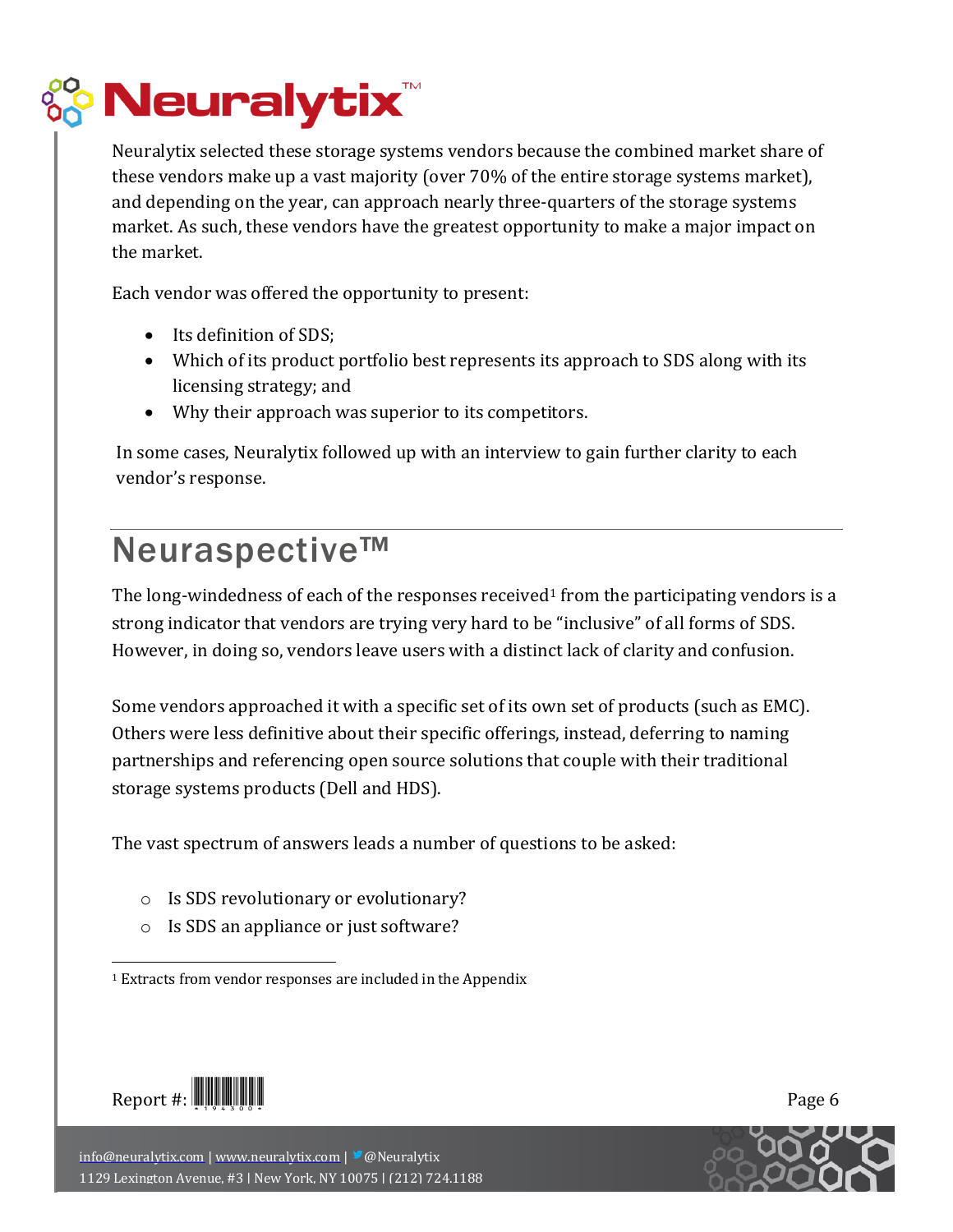Neuralytix selected these storage systems vendors because the combined market share of these vendors make up a vast majority (over 70% of the entire storage systems market), and depending on the year, can approach nearly three-quarters of the storage systems market. As such, these vendors have the greatest opportunity to make a major impact on the market.

Each vendor was offered the opportunity to present:

- Its definition of SDS;
- Which of its product portfolio best represents its approach to SDS along with its licensing strategy; and
- Why their approach was superior to its competitors.

In some cases, Neuralytix followed up with an interview to gain further clarity to each vendor's response.

## Neuraspective™

The long-windedness of each of the responses received[1] from the participating vendors is a strong indicator that vendors are trying very hard to be "inclusive" of all forms of SDS. However, in doing so, vendors leave users with a distinct lack of clarity and confusion.

Some vendors approached it with a specific set of its own set of products (such as EMC). Others were less definitive about their specific offerings, instead, deferring to naming partnerships and referencing open source solutions that couple with their traditional storage systems products (Dell and HDS).

The vast spectrum of answers leads a number of questions to be asked:

- Is SDS revolutionary or evolutionary?
- Is SDS an appliance or just software?

---

[1] Extracts from vendor responses are included in the Appendix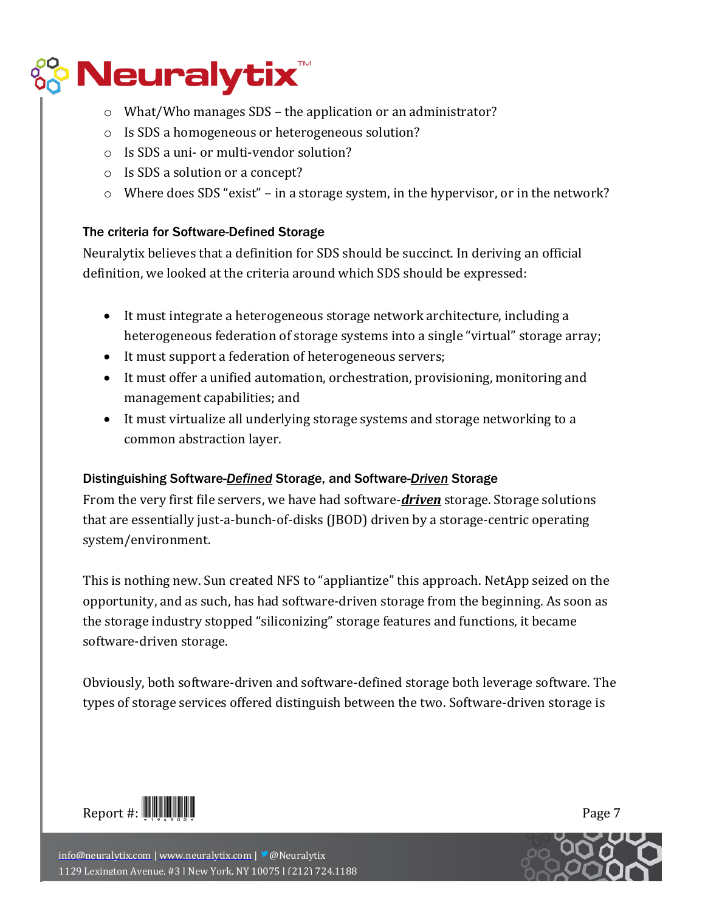- What/Who manages SDS – the application or an administrator?
- Is SDS a homogeneous or heterogeneous solution?
- Is SDS a uni- or multi-vendor solution?
- Is SDS a solution or a concept?
- Where does SDS "exist" – in a storage system, in the hypervisor, or in the network?

### The criteria for Software-Defined Storage

Neuralytix believes that a definition for SDS should be succinct. In deriving an official definition, we looked at the criteria around which SDS should be expressed:

- It must integrate a heterogeneous storage network architecture, including a heterogeneous federation of storage systems into a single "virtual" storage array;
- It must support a federation of heterogeneous servers;
- It must offer a unified automation, orchestration, provisioning, monitoring and management capabilities; and
- It must virtualize all underlying storage systems and storage networking to a common abstraction layer.

### Distinguishing Software-*Defined* Storage, and Software-*Driven* Storage

From the very first file servers, we have had software-***driven*** storage. Storage solutions that are essentially just-a-bunch-of-disks (JBOD) driven by a storage-centric operating system/environment.

This is nothing new. Sun created NFS to "appliantize" this approach. NetApp seized on the opportunity, and as such, has had software-driven storage from the beginning. As soon as the storage industry stopped "siliconizing" storage features and functions, it became software-driven storage.

Obviously, both software-driven and software-defined storage both leverage software. The types of storage services offered distinguish between the two. Software-driven storage is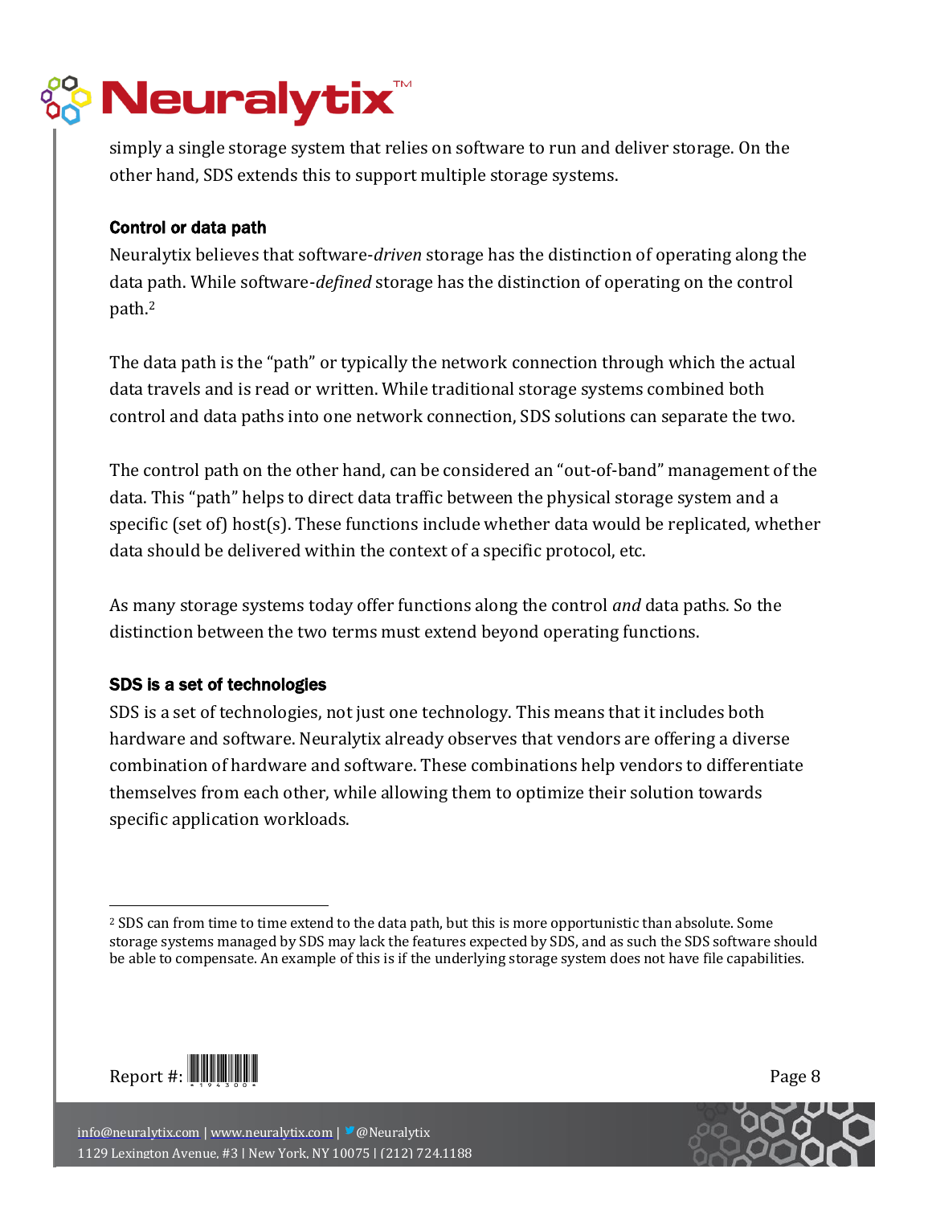simply a single storage system that relies on software to run and deliver storage. On the other hand, SDS extends this to support multiple storage systems.

### Control or data path

Neuralytix believes that software-*driven* storage has the distinction of operating along the data path. While software-*defined* storage has the distinction of operating on the control path.[2]

The data path is the "path" or typically the network connection through which the actual data travels and is read or written. While traditional storage systems combined both control and data paths into one network connection, SDS solutions can separate the two.

The control path on the other hand, can be considered an "out-of-band" management of the data. This "path" helps to direct data traffic between the physical storage system and a specific (set of) host(s). These functions include whether data would be replicated, whether data should be delivered within the context of a specific protocol, etc.

As many storage systems today offer functions along the control *and* data paths. So the distinction between the two terms must extend beyond operating functions.

### SDS is a set of technologies

SDS is a set of technologies, not just one technology. This means that it includes both hardware and software. Neuralytix already observes that vendors are offering a diverse combination of hardware and software. These combinations help vendors to differentiate themselves from each other, while allowing them to optimize their solution towards specific application workloads.

---

[2] SDS can from time to time extend to the data path, but this is more opportunistic than absolute. Some storage systems managed by SDS may lack the features expected by SDS, and as such the SDS software should be able to compensate. An example of this is if the underlying storage system does not have file capabilities.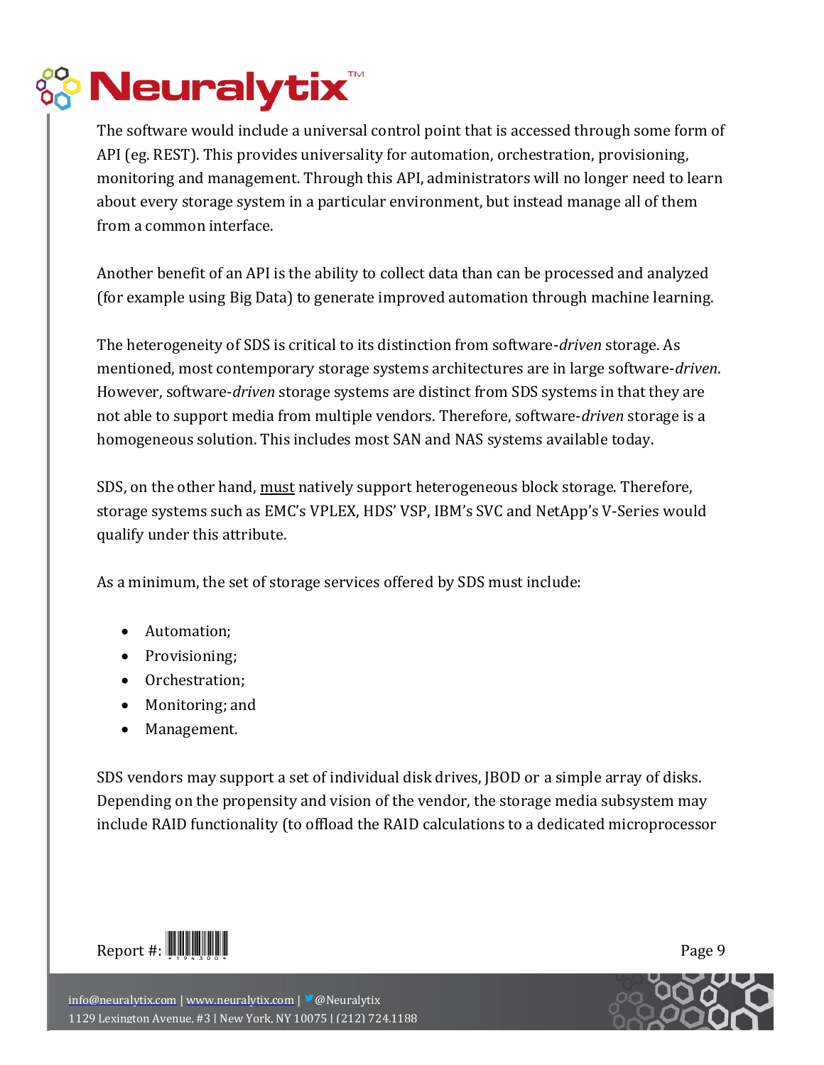The software would include a universal control point that is accessed through some form of API (eg. REST). This provides universality for automation, orchestration, provisioning, monitoring and management. Through this API, administrators will no longer need to learn about every storage system in a particular environment, but instead manage all of them from a common interface.

Another benefit of an API is the ability to collect data than can be processed and analyzed (for example using Big Data) to generate improved automation through machine learning.

The heterogeneity of SDS is critical to its distinction from software-*driven* storage. As mentioned, most contemporary storage systems architectures are in large software-*driven*. However, software-*driven* storage systems are distinct from SDS systems in that they are not able to support media from multiple vendors. Therefore, software-*driven* storage is a homogeneous solution. This includes most SAN and NAS systems available today.

SDS, on the other hand, <u>must</u> natively support heterogeneous block storage. Therefore, storage systems such as EMC's VPLEX, HDS' VSP, IBM's SVC and NetApp's V-Series would qualify under this attribute.

As a minimum, the set of storage services offered by SDS must include:

- Automation;
- Provisioning;
- Orchestration;
- Monitoring; and
- Management.

SDS vendors may support a set of individual disk drives, JBOD or a simple array of disks. Depending on the propensity and vision of the vendor, the storage media subsystem may include RAID functionality (to offload the RAID calculations to a dedicated microprocessor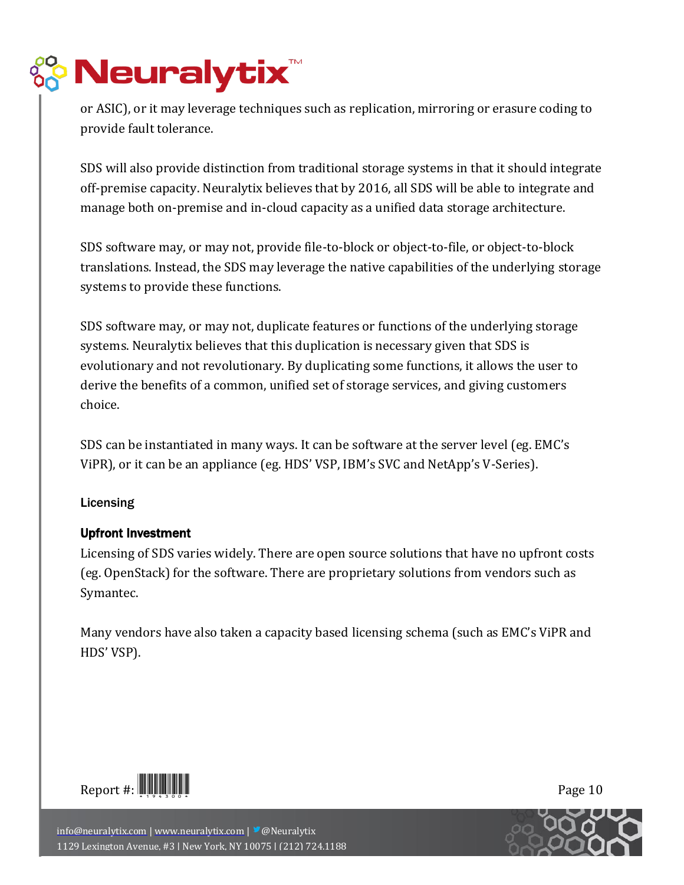or ASIC), or it may leverage techniques such as replication, mirroring or erasure coding to provide fault tolerance.

SDS will also provide distinction from traditional storage systems in that it should integrate off-premise capacity. Neuralytix believes that by 2016, all SDS will be able to integrate and manage both on-premise and in-cloud capacity as a unified data storage architecture.

SDS software may, or may not, provide file-to-block or object-to-file, or object-to-block translations. Instead, the SDS may leverage the native capabilities of the underlying storage systems to provide these functions.

SDS software may, or may not, duplicate features or functions of the underlying storage systems. Neuralytix believes that this duplication is necessary given that SDS is evolutionary and not revolutionary. By duplicating some functions, it allows the user to derive the benefits of a common, unified set of storage services, and giving customers choice.

SDS can be instantiated in many ways. It can be software at the server level (eg. EMC's ViPR), or it can be an appliance (eg. HDS' VSP, IBM's SVC and NetApp's V-Series).

## Licensing

### Upfront Investment

Licensing of SDS varies widely. There are open source solutions that have no upfront costs (eg. OpenStack) for the software. There are proprietary solutions from vendors such as Symantec.

Many vendors have also taken a capacity based licensing schema (such as EMC's ViPR and HDS' VSP).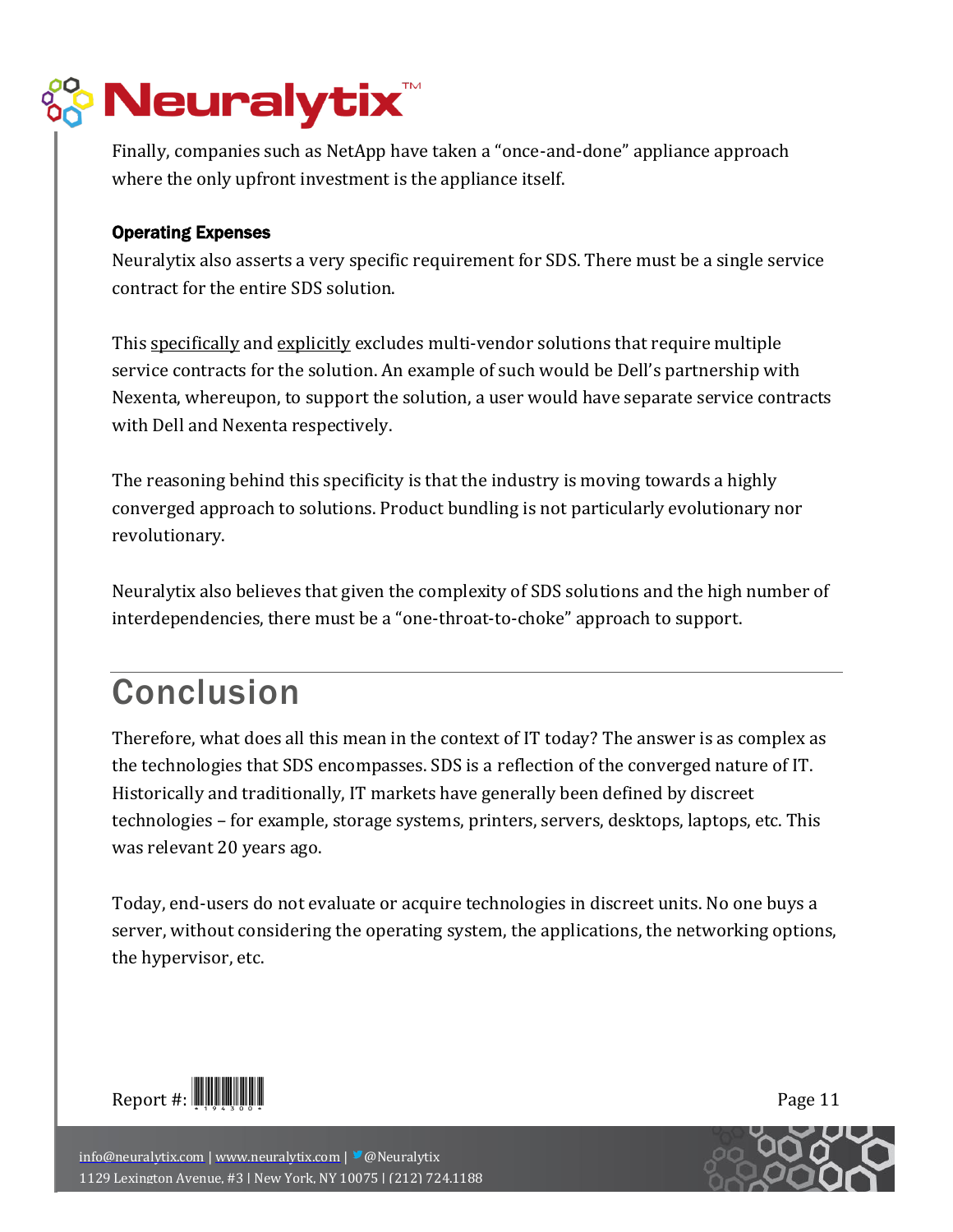Finally, companies such as NetApp have taken a "once-and-done" appliance approach where the only upfront investment is the appliance itself.

### Operating Expenses

Neuralytix also asserts a very specific requirement for SDS. There must be a single service contract for the entire SDS solution.

This specifically and explicitly excludes multi-vendor solutions that require multiple service contracts for the solution. An example of such would be Dell's partnership with Nexenta, whereupon, to support the solution, a user would have separate service contracts with Dell and Nexenta respectively.

The reasoning behind this specificity is that the industry is moving towards a highly converged approach to solutions. Product bundling is not particularly evolutionary nor revolutionary.

Neuralytix also believes that given the complexity of SDS solutions and the high number of interdependencies, there must be a "one-throat-to-choke" approach to support.

## Conclusion

Therefore, what does all this mean in the context of IT today? The answer is as complex as the technologies that SDS encompasses. SDS is a reflection of the converged nature of IT. Historically and traditionally, IT markets have generally been defined by discreet technologies – for example, storage systems, printers, servers, desktops, laptops, etc. This was relevant 20 years ago.

Today, end-users do not evaluate or acquire technologies in discreet units. No one buys a server, without considering the operating system, the applications, the networking options, the hypervisor, etc.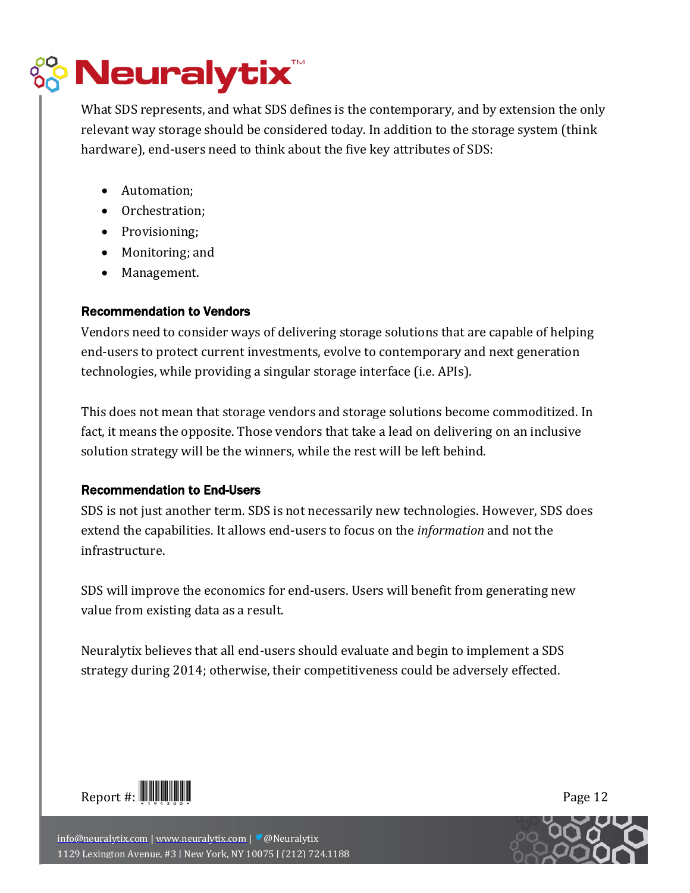What SDS represents, and what SDS defines is the contemporary, and by extension the only relevant way storage should be considered today. In addition to the storage system (think hardware), end-users need to think about the five key attributes of SDS:

- Automation;
- Orchestration;
- Provisioning;
- Monitoring; and
- Management.

### Recommendation to Vendors

Vendors need to consider ways of delivering storage solutions that are capable of helping end-users to protect current investments, evolve to contemporary and next generation technologies, while providing a singular storage interface (i.e. APIs).

This does not mean that storage vendors and storage solutions become commoditized. In fact, it means the opposite. Those vendors that take a lead on delivering on an inclusive solution strategy will be the winners, while the rest will be left behind.

### Recommendation to End-Users

SDS is not just another term. SDS is not necessarily new technologies. However, SDS does extend the capabilities. It allows end-users to focus on the *information* and not the infrastructure.

SDS will improve the economics for end-users. Users will benefit from generating new value from existing data as a result.

Neuralytix believes that all end-users should evaluate and begin to implement a SDS strategy during 2014; otherwise, their competitiveness could be adversely effected.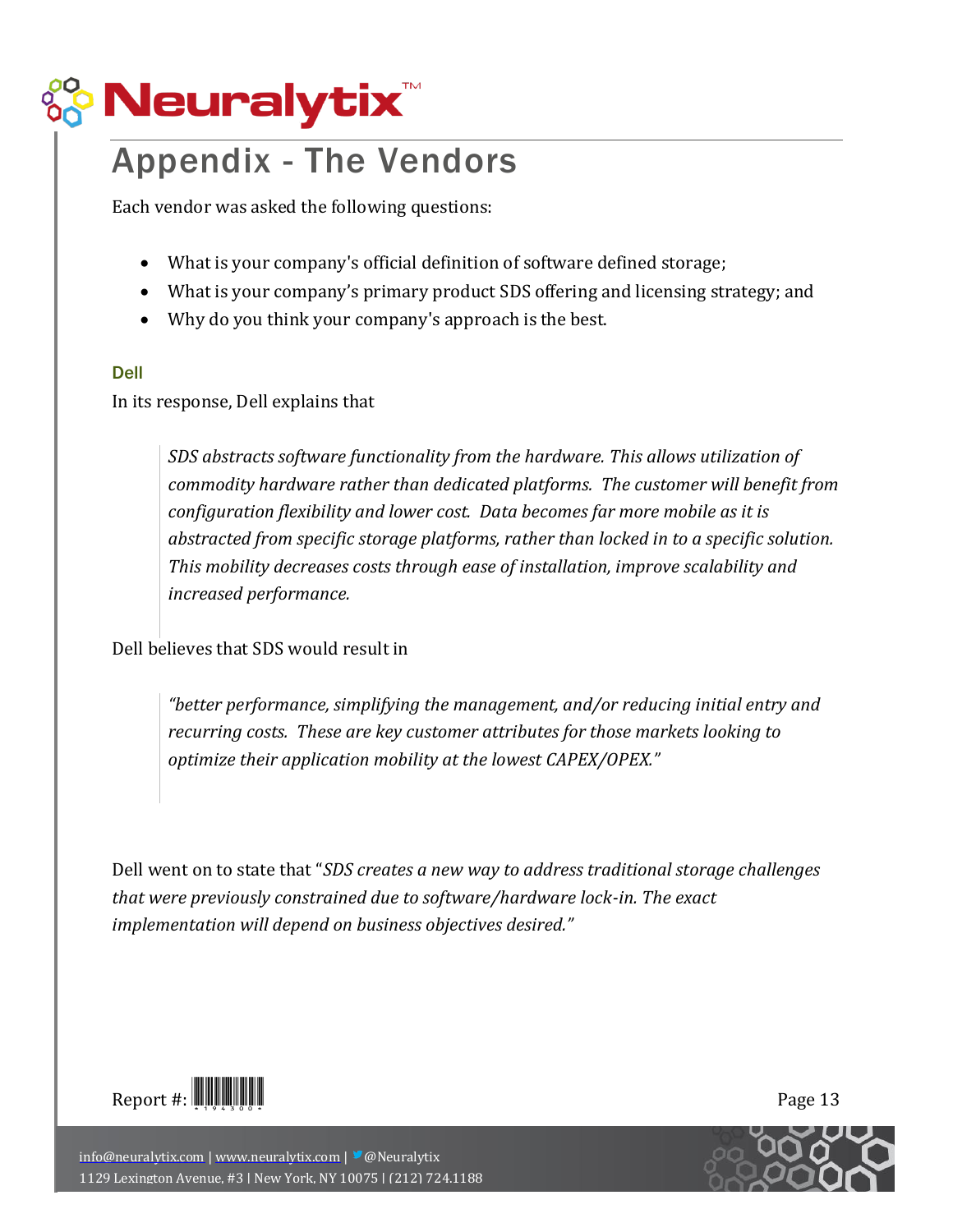# Appendix - The Vendors

Each vendor was asked the following questions:

- What is your company's official definition of software defined storage;
- What is your company's primary product SDS offering and licensing strategy; and
- Why do you think your company's approach is the best.

### Dell

In its response, Dell explains that

> *SDS abstracts software functionality from the hardware. This allows utilization of commodity hardware rather than dedicated platforms. The customer will benefit from configuration flexibility and lower cost. Data becomes far more mobile as it is abstracted from specific storage platforms, rather than locked in to a specific solution. This mobility decreases costs through ease of installation, improve scalability and increased performance.*

Dell believes that SDS would result in

> *"better performance, simplifying the management, and/or reducing initial entry and recurring costs. These are key customer attributes for those markets looking to optimize their application mobility at the lowest CAPEX/OPEX."*

Dell went on to state that "*SDS creates a new way to address traditional storage challenges that were previously constrained due to software/hardware lock-in. The exact implementation will depend on business objectives desired.*"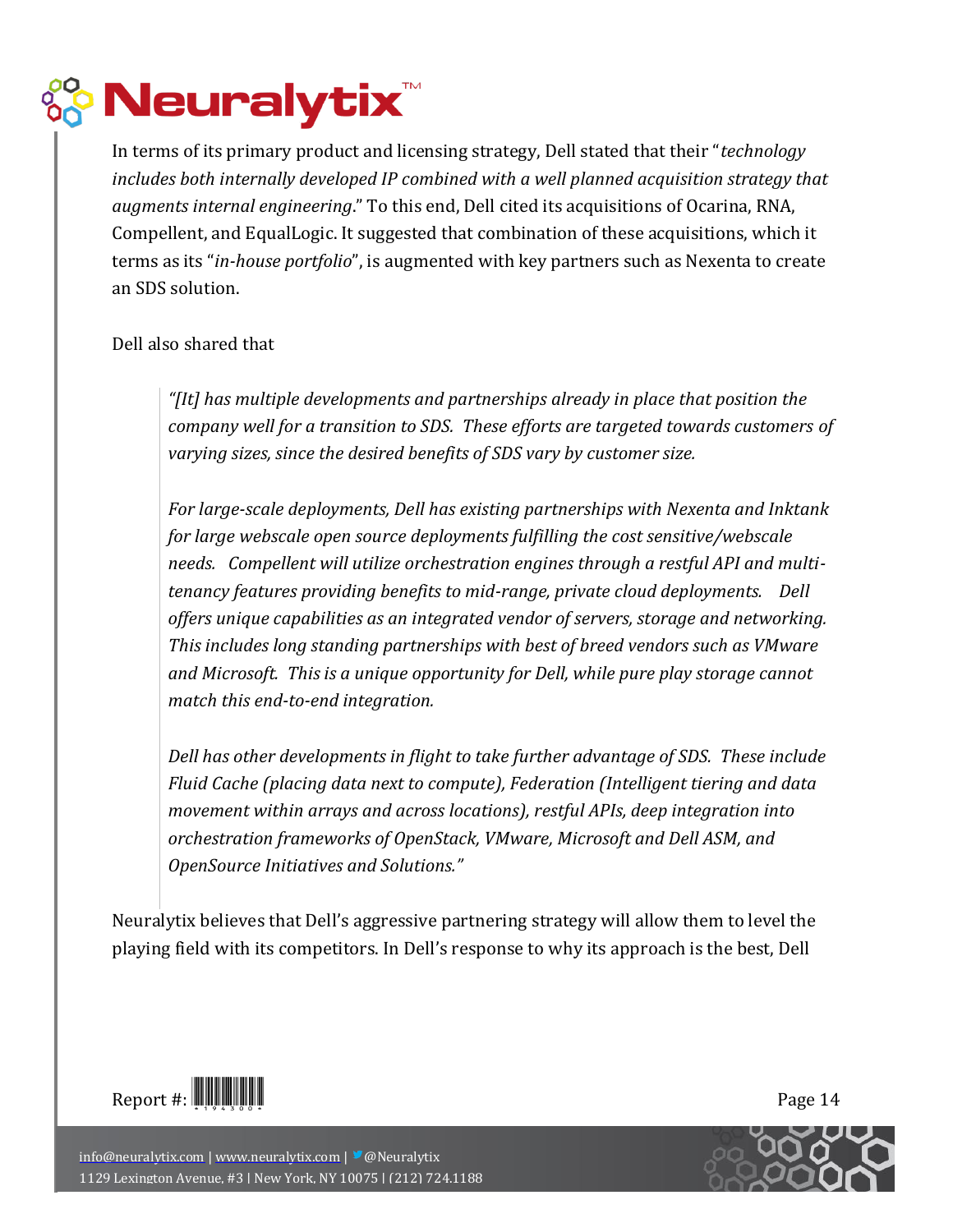In terms of its primary product and licensing strategy, Dell stated that their "*technology includes both internally developed IP combined with a well planned acquisition strategy that augments internal engineering*." To this end, Dell cited its acquisitions of Ocarina, RNA, Compellent, and EqualLogic. It suggested that combination of these acquisitions, which it terms as its "*in-house portfolio*", is augmented with key partners such as Nexenta to create an SDS solution.

Dell also shared that

> *"[It] has multiple developments and partnerships already in place that position the company well for a transition to SDS. These efforts are targeted towards customers of varying sizes, since the desired benefits of SDS vary by customer size.*
>
> *For large-scale deployments, Dell has existing partnerships with Nexenta and Inktank for large webscale open source deployments fulfilling the cost sensitive/webscale needs. Compellent will utilize orchestration engines through a restful API and multi-tenancy features providing benefits to mid-range, private cloud deployments. Dell offers unique capabilities as an integrated vendor of servers, storage and networking. This includes long standing partnerships with best of breed vendors such as VMware and Microsoft. This is a unique opportunity for Dell, while pure play storage cannot match this end-to-end integration.*
>
> *Dell has other developments in flight to take further advantage of SDS. These include Fluid Cache (placing data next to compute), Federation (Intelligent tiering and data movement within arrays and across locations), restful APIs, deep integration into orchestration frameworks of OpenStack, VMware, Microsoft and Dell ASM, and OpenSource Initiatives and Solutions."*

Neuralytix believes that Dell's aggressive partnering strategy will allow them to level the playing field with its competitors. In Dell's response to why its approach is the best, Dell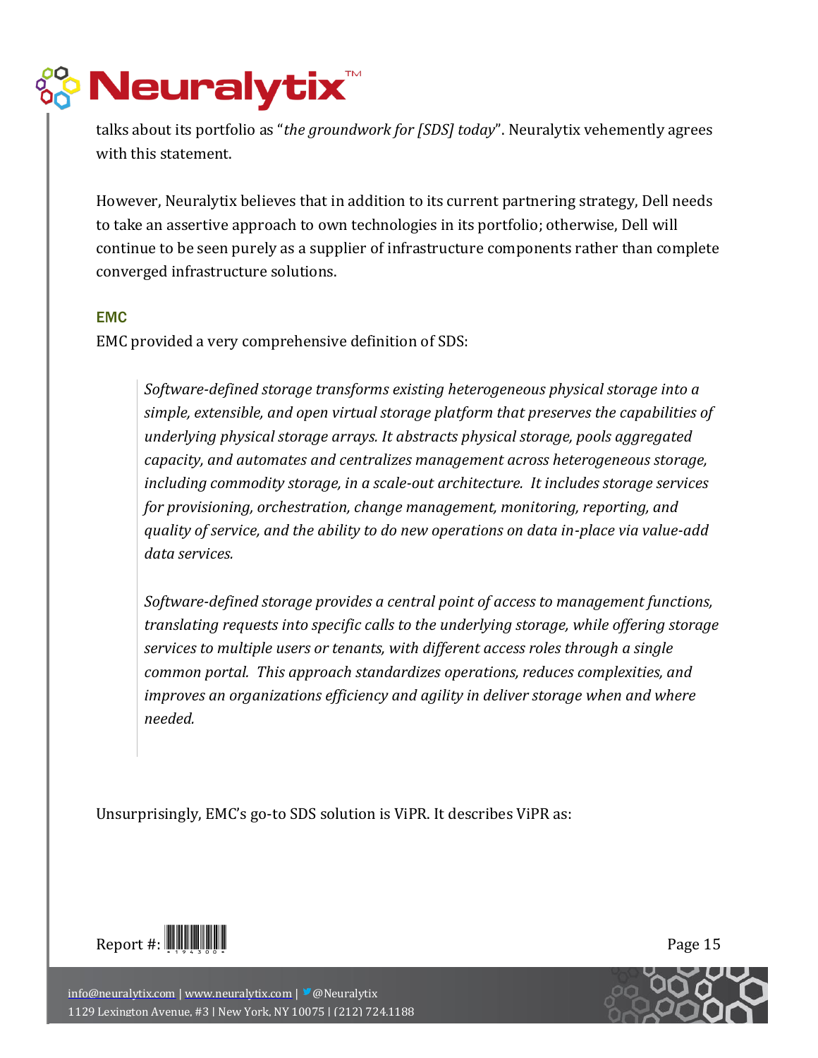talks about its portfolio as "*the groundwork for [SDS] today*". Neuralytix vehemently agrees with this statement.

However, Neuralytix believes that in addition to its current partnering strategy, Dell needs to take an assertive approach to own technologies in its portfolio; otherwise, Dell will continue to be seen purely as a supplier of infrastructure components rather than complete converged infrastructure solutions.

### EMC

EMC provided a very comprehensive definition of SDS:

> *Software-defined storage transforms existing heterogeneous physical storage into a simple, extensible, and open virtual storage platform that preserves the capabilities of underlying physical storage arrays. It abstracts physical storage, pools aggregated capacity, and automates and centralizes management across heterogeneous storage, including commodity storage, in a scale-out architecture. It includes storage services for provisioning, orchestration, change management, monitoring, reporting, and quality of service, and the ability to do new operations on data in-place via value-add data services.*
>
> *Software-defined storage provides a central point of access to management functions, translating requests into specific calls to the underlying storage, while offering storage services to multiple users or tenants, with different access roles through a single common portal. This approach standardizes operations, reduces complexities, and improves an organizations efficiency and agility in deliver storage when and where needed.*

Unsurprisingly, EMC's go-to SDS solution is ViPR. It describes ViPR as: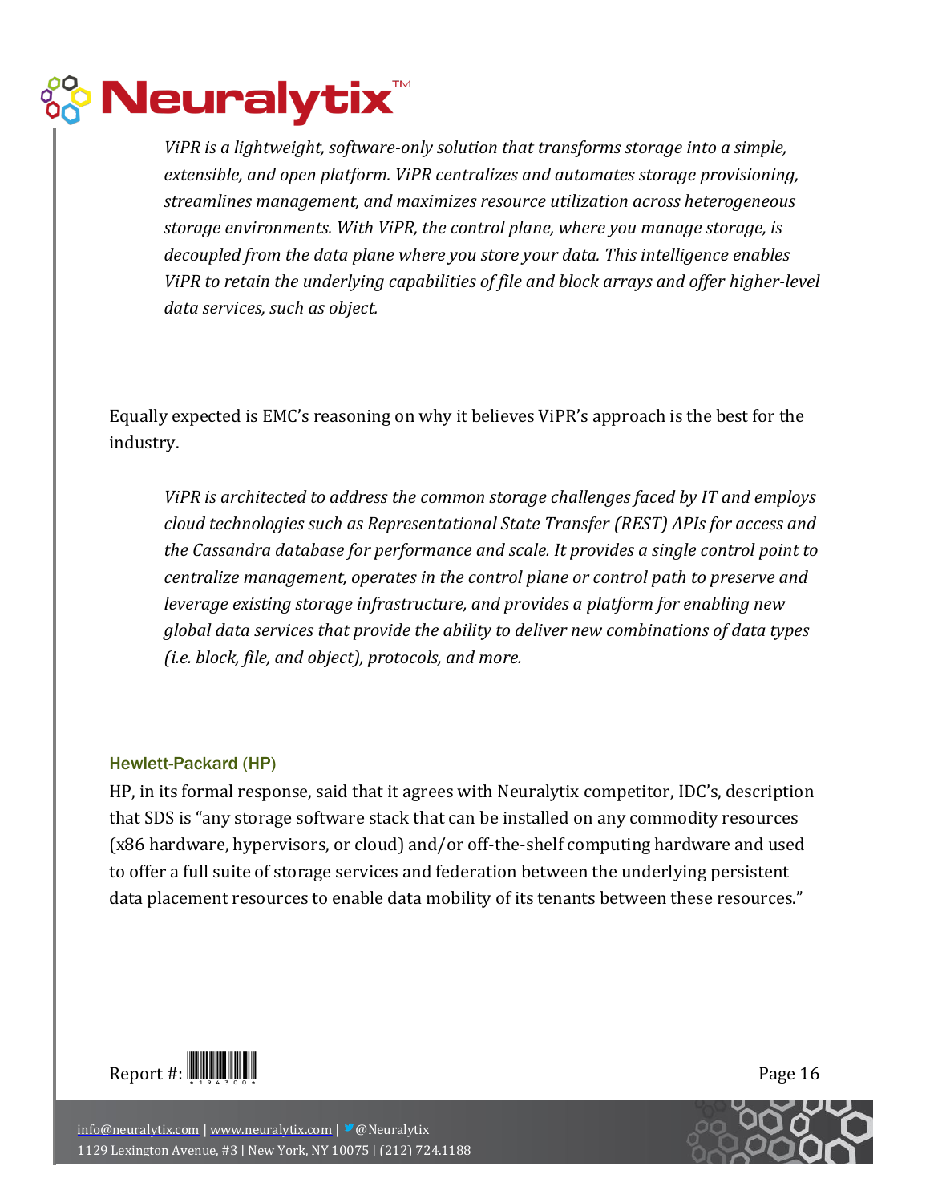> *ViPR is a lightweight, software-only solution that transforms storage into a simple, extensible, and open platform. ViPR centralizes and automates storage provisioning, streamlines management, and maximizes resource utilization across heterogeneous storage environments. With ViPR, the control plane, where you manage storage, is decoupled from the data plane where you store your data. This intelligence enables ViPR to retain the underlying capabilities of file and block arrays and offer higher-level data services, such as object.*

Equally expected is EMC's reasoning on why it believes ViPR's approach is the best for the industry.

> *ViPR is architected to address the common storage challenges faced by IT and employs cloud technologies such as Representational State Transfer (REST) APIs for access and the Cassandra database for performance and scale. It provides a single control point to centralize management, operates in the control plane or control path to preserve and leverage existing storage infrastructure, and provides a platform for enabling new global data services that provide the ability to deliver new combinations of data types (i.e. block, file, and object), protocols, and more.*

### Hewlett-Packard (HP)

HP, in its formal response, said that it agrees with Neuralytix competitor, IDC's, description that SDS is "any storage software stack that can be installed on any commodity resources (x86 hardware, hypervisors, or cloud) and/or off-the-shelf computing hardware and used to offer a full suite of storage services and federation between the underlying persistent data placement resources to enable data mobility of its tenants between these resources."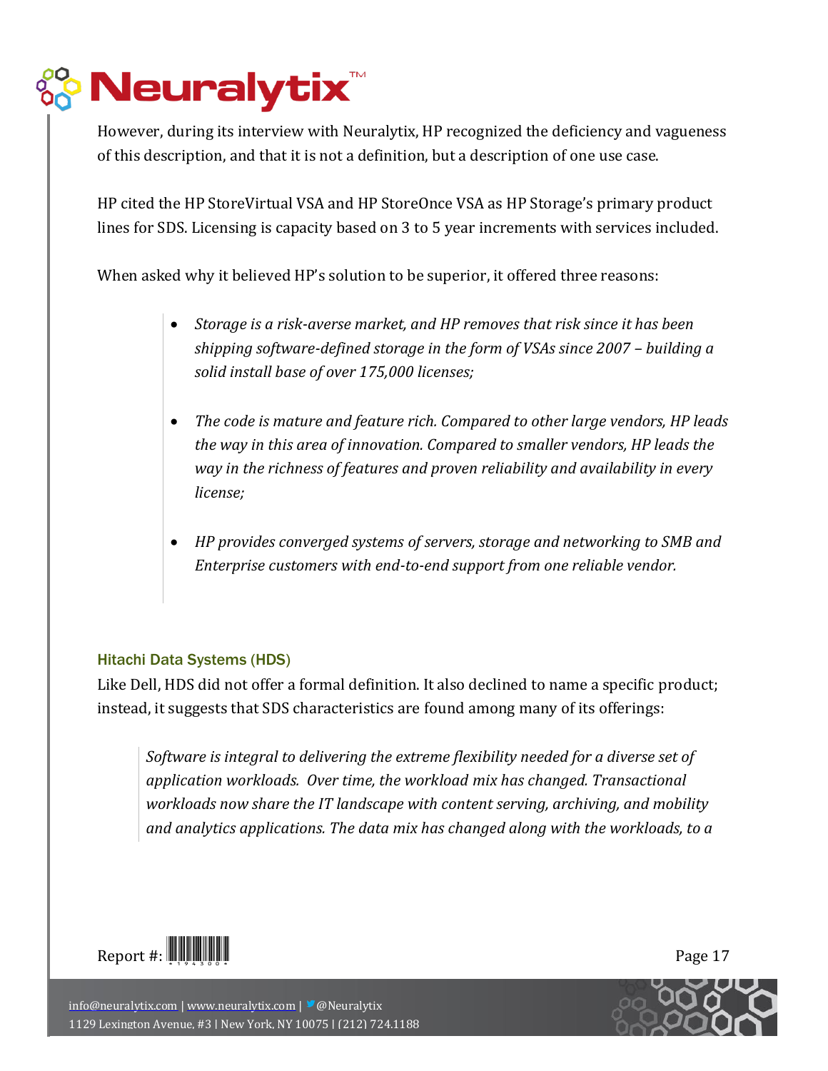However, during its interview with Neuralytix, HP recognized the deficiency and vagueness of this description, and that it is not a definition, but a description of one use case.

HP cited the HP StoreVirtual VSA and HP StoreOnce VSA as HP Storage's primary product lines for SDS. Licensing is capacity based on 3 to 5 year increments with services included.

When asked why it believed HP's solution to be superior, it offered three reasons:

> - *Storage is a risk-averse market, and HP removes that risk since it has been shipping software-defined storage in the form of VSAs since 2007 – building a solid install base of over 175,000 licenses;*
>
> - *The code is mature and feature rich. Compared to other large vendors, HP leads the way in this area of innovation. Compared to smaller vendors, HP leads the way in the richness of features and proven reliability and availability in every license;*
>
> - *HP provides converged systems of servers, storage and networking to SMB and Enterprise customers with end-to-end support from one reliable vendor.*

### Hitachi Data Systems (HDS)

Like Dell, HDS did not offer a formal definition. It also declined to name a specific product; instead, it suggests that SDS characteristics are found among many of its offerings:

> *Software is integral to delivering the extreme flexibility needed for a diverse set of application workloads. Over time, the workload mix has changed. Transactional workloads now share the IT landscape with content serving, archiving, and mobility and analytics applications. The data mix has changed along with the workloads, to a*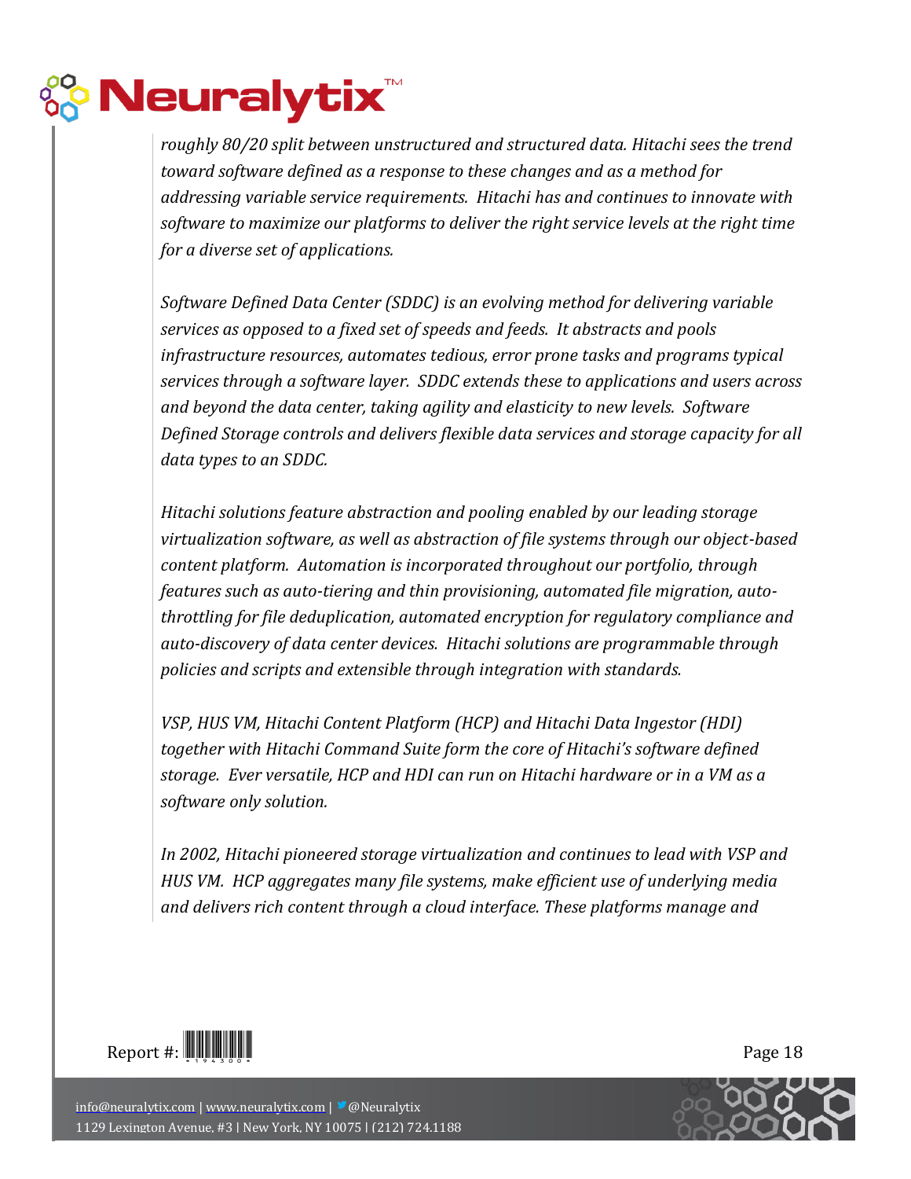*roughly 80/20 split between unstructured and structured data. Hitachi sees the trend toward software defined as a response to these changes and as a method for addressing variable service requirements. Hitachi has and continues to innovate with software to maximize our platforms to deliver the right service levels at the right time for a diverse set of applications.*

*Software Defined Data Center (SDDC) is an evolving method for delivering variable services as opposed to a fixed set of speeds and feeds. It abstracts and pools infrastructure resources, automates tedious, error prone tasks and programs typical services through a software layer. SDDC extends these to applications and users across and beyond the data center, taking agility and elasticity to new levels. Software Defined Storage controls and delivers flexible data services and storage capacity for all data types to an SDDC.*

*Hitachi solutions feature abstraction and pooling enabled by our leading storage virtualization software, as well as abstraction of file systems through our object-based content platform. Automation is incorporated throughout our portfolio, through features such as auto-tiering and thin provisioning, automated file migration, auto-throttling for file deduplication, automated encryption for regulatory compliance and auto-discovery of data center devices. Hitachi solutions are programmable through policies and scripts and extensible through integration with standards.*

*VSP, HUS VM, Hitachi Content Platform (HCP) and Hitachi Data Ingestor (HDI) together with Hitachi Command Suite form the core of Hitachi's software defined storage. Ever versatile, HCP and HDI can run on Hitachi hardware or in a VM as a software only solution.*

*In 2002, Hitachi pioneered storage virtualization and continues to lead with VSP and HUS VM. HCP aggregates many file systems, make efficient use of underlying media and delivers rich content through a cloud interface. These platforms manage and*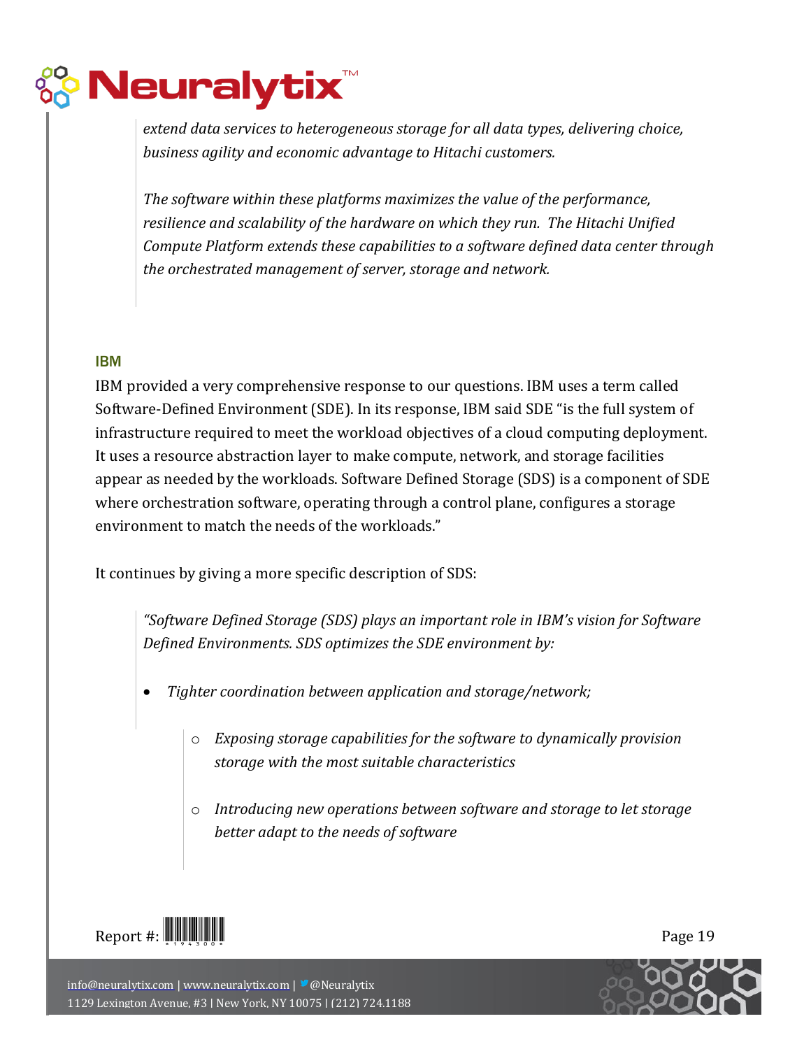*extend data services to heterogeneous storage for all data types, delivering choice, business agility and economic advantage to Hitachi customers.*

*The software within these platforms maximizes the value of the performance, resilience and scalability of the hardware on which they run. The Hitachi Unified Compute Platform extends these capabilities to a software defined data center through the orchestrated management of server, storage and network.*

### IBM

IBM provided a very comprehensive response to our questions. IBM uses a term called Software-Defined Environment (SDE). In its response, IBM said SDE "is the full system of infrastructure required to meet the workload objectives of a cloud computing deployment. It uses a resource abstraction layer to make compute, network, and storage facilities appear as needed by the workloads. Software Defined Storage (SDS) is a component of SDE where orchestration software, operating through a control plane, configures a storage environment to match the needs of the workloads."

It continues by giving a more specific description of SDS:

> *"Software Defined Storage (SDS) plays an important role in IBM's vision for Software Defined Environments. SDS optimizes the SDE environment by:*
>
> - *Tighter coordination between application and storage/network;*
>     - *Exposing storage capabilities for the software to dynamically provision storage with the most suitable characteristics*
>     - *Introducing new operations between software and storage to let storage better adapt to the needs of software*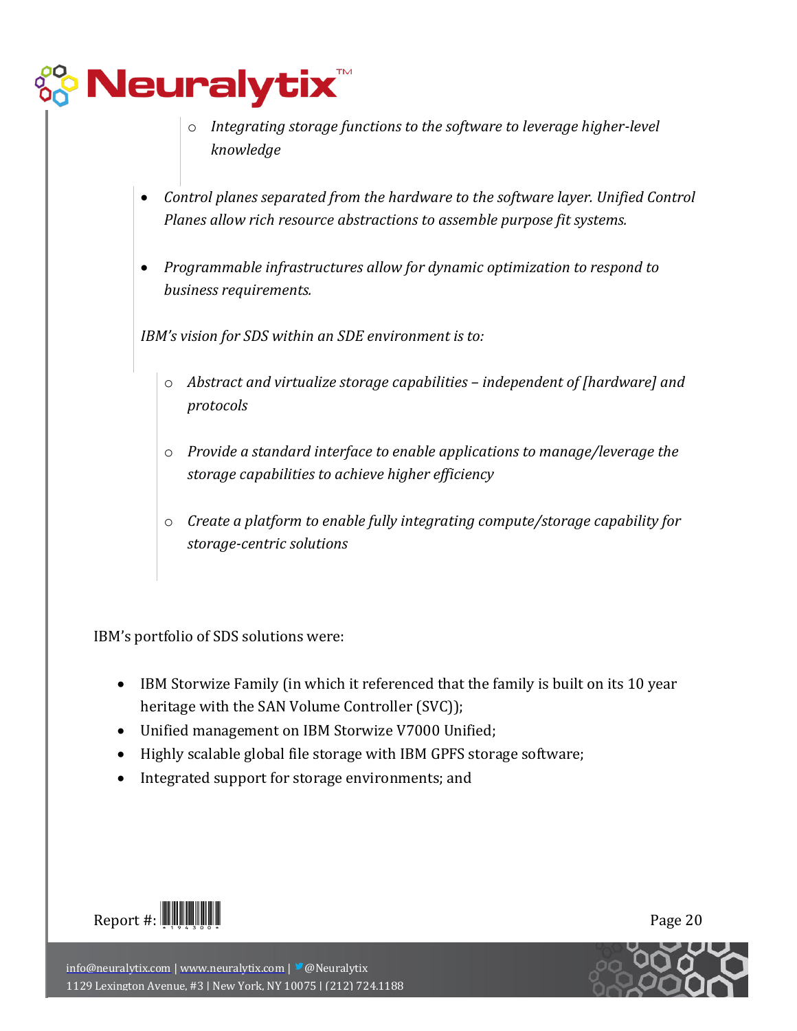- *Integrating storage functions to the software to leverage higher-level knowledge*

- *Control planes separated from the hardware to the software layer. Unified Control Planes allow rich resource abstractions to assemble purpose fit systems.*

- *Programmable infrastructures allow for dynamic optimization to respond to business requirements.*

*IBM's vision for SDS within an SDE environment is to:*

- *Abstract and virtualize storage capabilities – independent of [hardware] and protocols*

- *Provide a standard interface to enable applications to manage/leverage the storage capabilities to achieve higher efficiency*

- *Create a platform to enable fully integrating compute/storage capability for storage-centric solutions*

IBM's portfolio of SDS solutions were:

- IBM Storwize Family (in which it referenced that the family is built on its 10 year heritage with the SAN Volume Controller (SVC));
- Unified management on IBM Storwize V7000 Unified;
- Highly scalable global file storage with IBM GPFS storage software;
- Integrated support for storage environments; and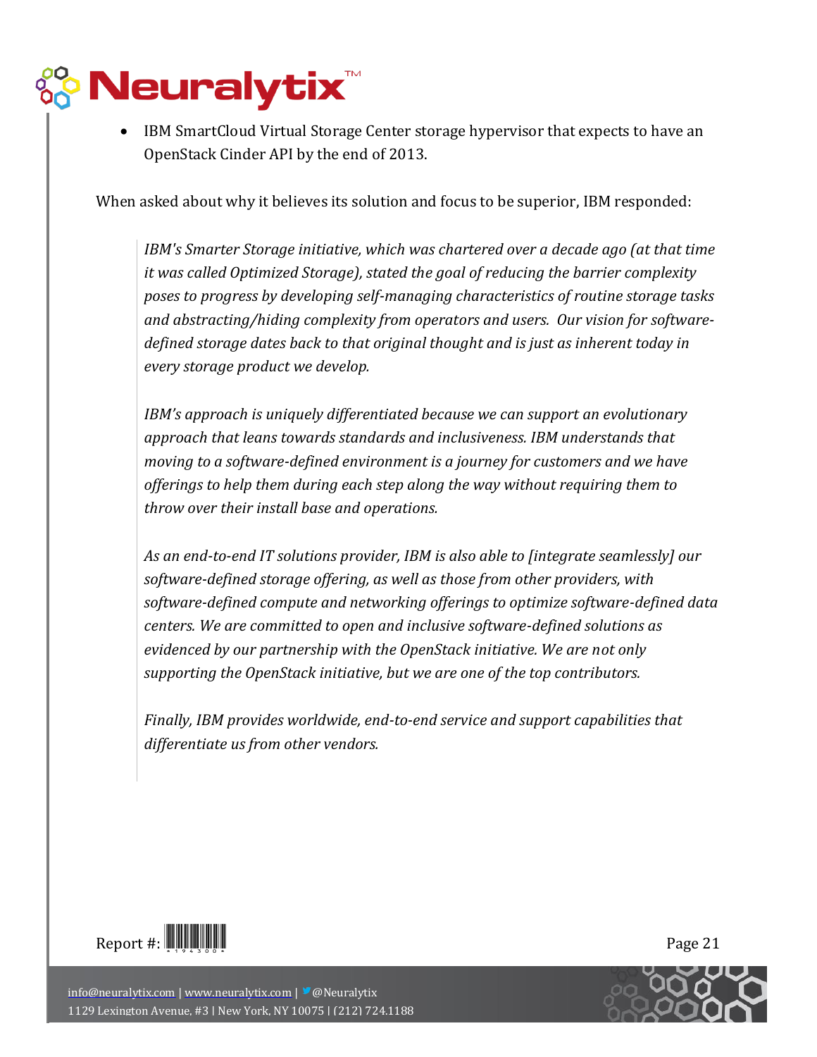- IBM SmartCloud Virtual Storage Center storage hypervisor that expects to have an OpenStack Cinder API by the end of 2013.

When asked about why it believes its solution and focus to be superior, IBM responded:

> *IBM's Smarter Storage initiative, which was chartered over a decade ago (at that time it was called Optimized Storage), stated the goal of reducing the barrier complexity poses to progress by developing self-managing characteristics of routine storage tasks and abstracting/hiding complexity from operators and users. Our vision for software-defined storage dates back to that original thought and is just as inherent today in every storage product we develop.*
>
> *IBM's approach is uniquely differentiated because we can support an evolutionary approach that leans towards standards and inclusiveness. IBM understands that moving to a software-defined environment is a journey for customers and we have offerings to help them during each step along the way without requiring them to throw over their install base and operations.*
>
> *As an end-to-end IT solutions provider, IBM is also able to [integrate seamlessly] our software-defined storage offering, as well as those from other providers, with software-defined compute and networking offerings to optimize software-defined data centers. We are committed to open and inclusive software-defined solutions as evidenced by our partnership with the OpenStack initiative. We are not only supporting the OpenStack initiative, but we are one of the top contributors.*
>
> *Finally, IBM provides worldwide, end-to-end service and support capabilities that differentiate us from other vendors.*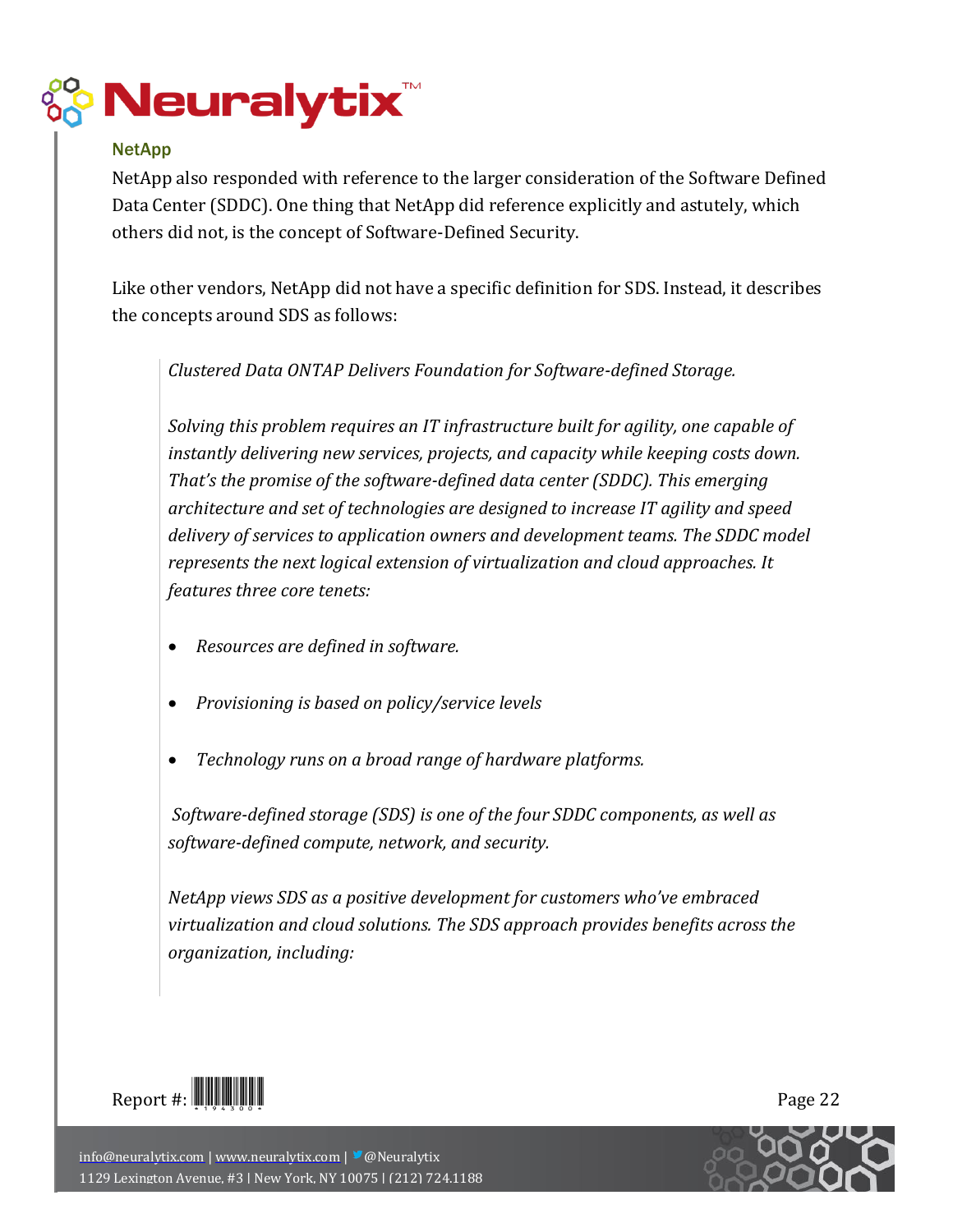## NetApp

NetApp also responded with reference to the larger consideration of the Software Defined Data Center (SDDC). One thing that NetApp did reference explicitly and astutely, which others did not, is the concept of Software-Defined Security.

Like other vendors, NetApp did not have a specific definition for SDS. Instead, it describes the concepts around SDS as follows:

> *Clustered Data ONTAP Delivers Foundation for Software-defined Storage.*
>
> *Solving this problem requires an IT infrastructure built for agility, one capable of instantly delivering new services, projects, and capacity while keeping costs down. That's the promise of the software-defined data center (SDDC). This emerging architecture and set of technologies are designed to increase IT agility and speed delivery of services to application owners and development teams. The SDDC model represents the next logical extension of virtualization and cloud approaches. It features three core tenets:*
>
> - *Resources are defined in software.*
> - *Provisioning is based on policy/service levels*
> - *Technology runs on a broad range of hardware platforms.*
>
> *Software-defined storage (SDS) is one of the four SDDC components, as well as software-defined compute, network, and security.*
>
> *NetApp views SDS as a positive development for customers who've embraced virtualization and cloud solutions. The SDS approach provides benefits across the organization, including:*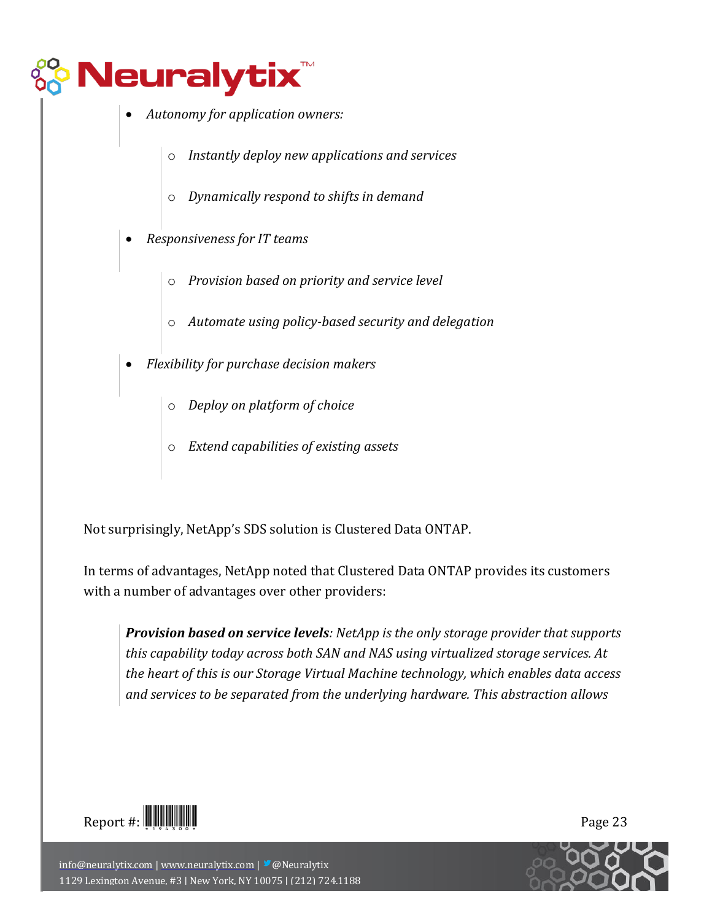- *Autonomy for application owners:*
    - *Instantly deploy new applications and services*
    - *Dynamically respond to shifts in demand*
- *Responsiveness for IT teams*
    - *Provision based on priority and service level*
    - *Automate using policy-based security and delegation*
- *Flexibility for purchase decision makers*
    - *Deploy on platform of choice*
    - *Extend capabilities of existing assets*

Not surprisingly, NetApp's SDS solution is Clustered Data ONTAP.

In terms of advantages, NetApp noted that Clustered Data ONTAP provides its customers with a number of advantages over other providers:

> ***Provision based on service levels****: NetApp is the only storage provider that supports this capability today across both SAN and NAS using virtualized storage services. At the heart of this is our Storage Virtual Machine technology, which enables data access and services to be separated from the underlying hardware. This abstraction allows*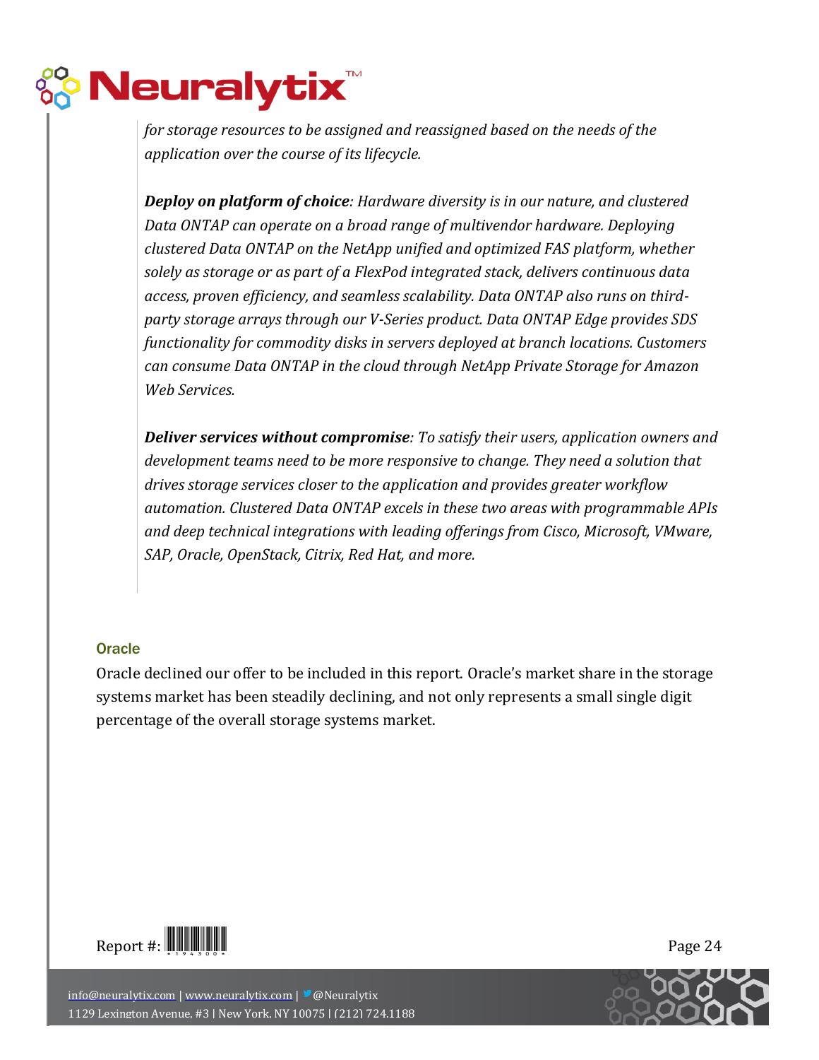*for storage resources to be assigned and reassigned based on the needs of the application over the course of its lifecycle.*

***Deploy on platform of choice**: Hardware diversity is in our nature, and clustered Data ONTAP can operate on a broad range of multivendor hardware. Deploying clustered Data ONTAP on the NetApp unified and optimized FAS platform, whether solely as storage or as part of a FlexPod integrated stack, delivers continuous data access, proven efficiency, and seamless scalability. Data ONTAP also runs on third-party storage arrays through our V-Series product. Data ONTAP Edge provides SDS functionality for commodity disks in servers deployed at branch locations. Customers can consume Data ONTAP in the cloud through NetApp Private Storage for Amazon Web Services.*

***Deliver services without compromise**: To satisfy their users, application owners and development teams need to be more responsive to change. They need a solution that drives storage services closer to the application and provides greater workflow automation. Clustered Data ONTAP excels in these two areas with programmable APIs and deep technical integrations with leading offerings from Cisco, Microsoft, VMware, SAP, Oracle, OpenStack, Citrix, Red Hat, and more.*

### Oracle

Oracle declined our offer to be included in this report. Oracle's market share in the storage systems market has been steadily declining, and not only represents a small single digit percentage of the overall storage systems market.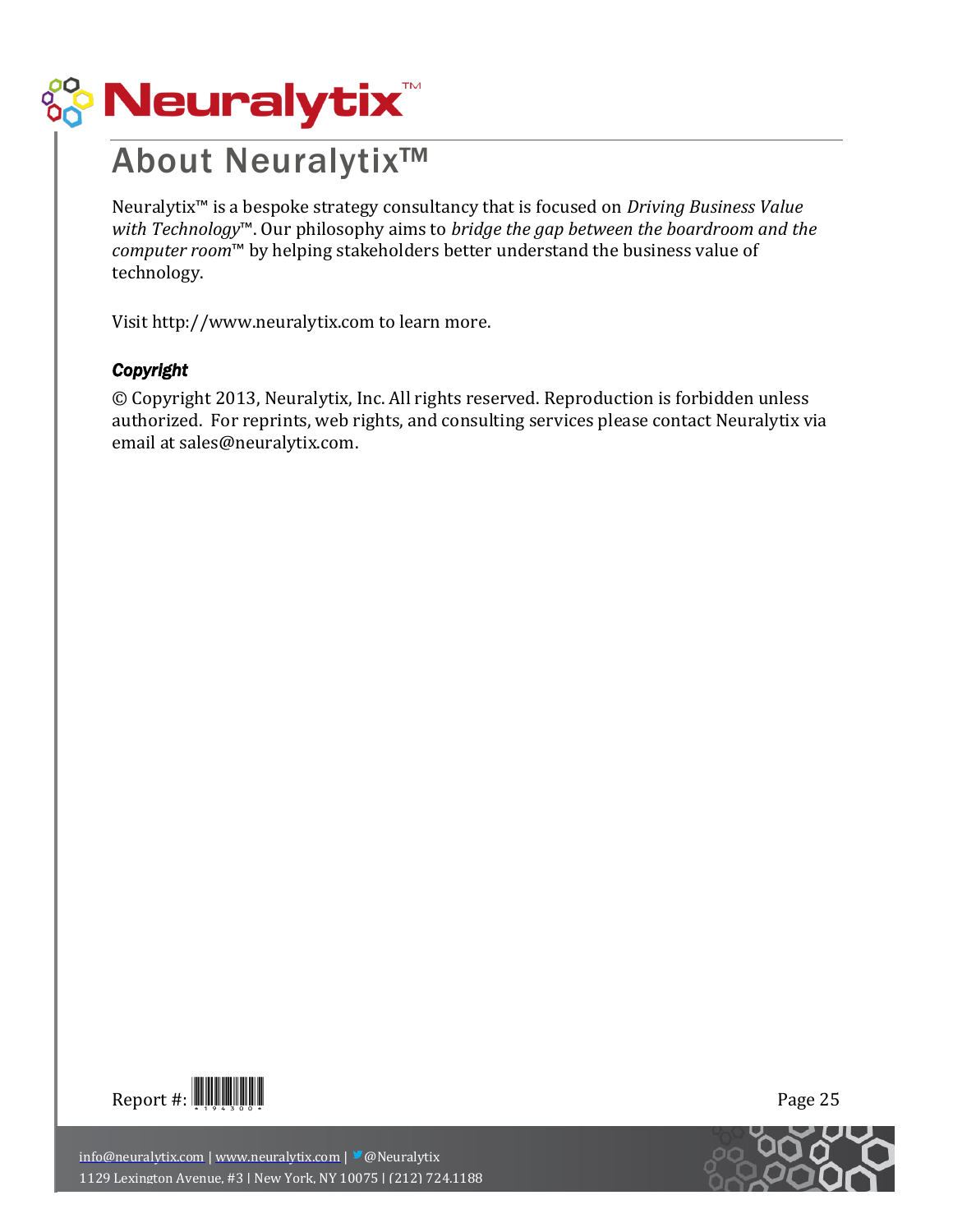# About Neuralytix™

Neuralytix™ is a bespoke strategy consultancy that is focused on *Driving Business Value with Technology*™. Our philosophy aims to *bridge the gap between the boardroom and the computer room*™ by helping stakeholders better understand the business value of technology.

Visit http://www.neuralytix.com to learn more.

### *Copyright*

© Copyright 2013, Neuralytix, Inc. All rights reserved. Reproduction is forbidden unless authorized. For reprints, web rights, and consulting services please contact Neuralytix via email at sales@neuralytix.com.